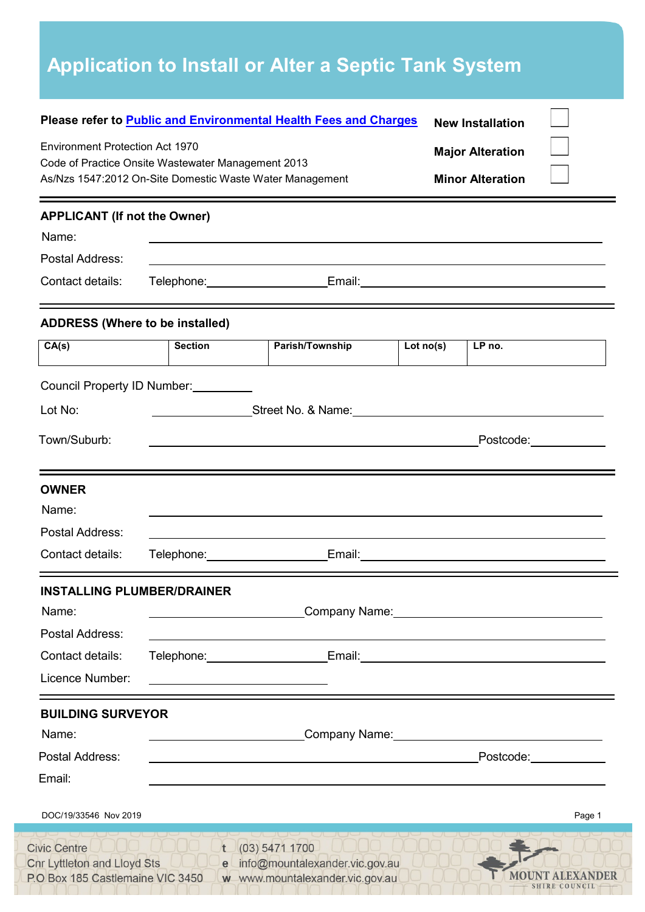# Application to Install or Alter a Septic Tank System

**Please refer to Public and Environmental Health Fees and Charges**

Environment Protection Act 1970
Code of Practice Onsite Wastewater Management 2013
As/Nzs 1547:2012 On-Site Domestic Waste Water Management

**New Installation** ☐

**Major Alteration** ☐

**Minor Alteration** ☐

---

## APPLICANT (If not the Owner)

Name: \_\_\_\_\_\_\_\_\_\_\_\_\_\_\_\_\_\_\_\_\_\_\_\_\_\_\_\_\_\_\_\_\_\_\_\_\_\_\_\_

Postal Address: \_\_\_\_\_\_\_\_\_\_\_\_\_\_\_\_\_\_\_\_\_\_\_\_\_\_\_\_\_\_\_\_\_\_\_\_\_\_\_\_

Contact details: Telephone: \_\_\_\_\_\_\_\_\_\_\_\_\_\_\_\_\_ Email: \_\_\_\_\_\_\_\_\_\_\_\_\_\_\_\_\_\_\_\_\_\_\_\_\_\_\_\_

---

## ADDRESS (Where to be installed)

| CA(s) | Section | Parish/Township | Lot no(s) | LP no. |
|---|---|---|---|---|
| | | | | |

Council Property ID Number: \_\_\_\_\_\_\_\_\_\_

Lot No: \_\_\_\_\_\_\_\_\_\_\_\_\_\_\_\_ Street No. & Name: \_\_\_\_\_\_\_\_\_\_\_\_\_\_\_\_\_\_\_\_\_\_\_\_\_\_\_\_\_\_\_\_

Town/Suburb: \_\_\_\_\_\_\_\_\_\_\_\_\_\_\_\_\_\_\_\_\_\_\_\_\_\_\_\_\_\_\_\_\_\_\_\_ Postcode: \_\_\_\_\_\_\_\_\_\_\_\_

---

## OWNER

Name: \_\_\_\_\_\_\_\_\_\_\_\_\_\_\_\_\_\_\_\_\_\_\_\_\_\_\_\_\_\_\_\_\_\_\_\_\_\_\_\_

Postal Address: \_\_\_\_\_\_\_\_\_\_\_\_\_\_\_\_\_\_\_\_\_\_\_\_\_\_\_\_\_\_\_\_\_\_\_\_\_\_\_\_

Contact details: Telephone: \_\_\_\_\_\_\_\_\_\_\_\_\_\_\_\_\_ Email: \_\_\_\_\_\_\_\_\_\_\_\_\_\_\_\_\_\_\_\_\_\_\_\_\_\_\_\_

---

## INSTALLING PLUMBER/DRAINER

Name: \_\_\_\_\_\_\_\_\_\_\_\_\_\_\_\_\_\_\_\_\_\_ Company Name: \_\_\_\_\_\_\_\_\_\_\_\_\_\_\_\_\_\_\_\_\_\_\_\_\_\_\_\_

Postal Address: \_\_\_\_\_\_\_\_\_\_\_\_\_\_\_\_\_\_\_\_\_\_\_\_\_\_\_\_\_\_\_\_\_\_\_\_\_\_\_\_

Contact details: Telephone: \_\_\_\_\_\_\_\_\_\_\_\_\_\_\_\_\_ Email: \_\_\_\_\_\_\_\_\_\_\_\_\_\_\_\_\_\_\_\_\_\_\_\_\_\_\_\_

Licence Number: \_\_\_\_\_\_\_\_\_\_\_\_\_\_\_\_\_\_\_\_\_\_\_\_

---

## BUILDING SURVEYOR

Name: \_\_\_\_\_\_\_\_\_\_\_\_\_\_\_\_\_\_\_\_\_\_ Company Name: \_\_\_\_\_\_\_\_\_\_\_\_\_\_\_\_\_\_\_\_\_\_\_\_\_\_\_\_

Postal Address: \_\_\_\_\_\_\_\_\_\_\_\_\_\_\_\_\_\_\_\_\_\_\_\_\_\_\_\_\_\_\_\_\_\_\_\_ Postcode: \_\_\_\_\_\_\_\_\_\_\_\_

Email: \_\_\_\_\_\_\_\_\_\_\_\_\_\_\_\_\_\_\_\_\_\_\_\_\_\_\_\_\_\_\_\_\_\_\_\_\_\_\_\_

DOC/19/33546 Nov 2019

Civic Centre
Cnr Lyttleton and Lloyd Sts
P.O Box 185 Castlemaine VIC 3450

t (03) 5471 1700
e info@mountalexander.vic.gov.au
w www.mountalexander.vic.gov.au

MOUNT ALEXANDER SHIRE COUNCIL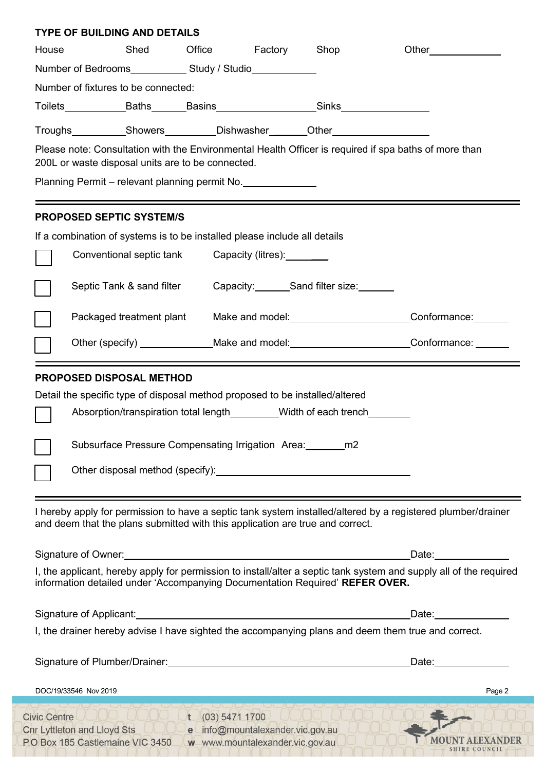## TYPE OF BUILDING AND DETAILS

House    Shed    Office    Factory    Shop    Other\_\_\_\_\_\_\_\_\_\_

Number of Bedrooms\_\_\_\_\_\_\_\_\_\_ Study / Studio\_\_\_\_\_\_\_\_\_\_

Number of fixtures to be connected:

Toilets\_\_\_\_\_\_\_\_\_\_ Baths\_\_\_\_\_\_ Basins\_\_\_\_\_\_\_\_\_\_\_\_\_\_\_\_ Sinks\_\_\_\_\_\_\_\_\_\_\_\_\_\_

Troughs\_\_\_\_\_\_\_\_\_ Showers\_\_\_\_\_\_\_\_\_ Dishwasher\_\_\_\_\_\_ Other\_\_\_\_\_\_\_\_\_\_\_\_\_\_\_\_

Please note: Consultation with the Environmental Health Officer is required if spa baths of more than 200L or waste disposal units are to be connected.

Planning Permit – relevant planning permit No.\_\_\_\_\_\_\_\_\_\_\_\_

---

## PROPOSED SEPTIC SYSTEM/S

If a combination of systems is to be installed please include all details

- ☐ Conventional septic tank    Capacity (litres):\_\_\_\_\_\_\_\_
- ☐ Septic Tank & sand filter    Capacity:\_\_\_\_\_\_ Sand filter size:\_\_\_\_\_\_
- ☐ Packaged treatment plant    Make and model:\_\_\_\_\_\_\_\_\_\_\_\_\_\_\_\_\_\_\_\_ Conformance:\_\_\_\_\_\_
- ☐ Other (specify) \_\_\_\_\_\_\_\_\_\_\_\_ Make and model:\_\_\_\_\_\_\_\_\_\_\_\_\_\_\_\_\_\_\_\_ Conformance: \_\_\_\_\_\_

---

## PROPOSED DISPOSAL METHOD

Detail the specific type of disposal method proposed to be installed/altered

- ☐ Absorption/transpiration total length\_\_\_\_\_\_\_\_ Width of each trench\_\_\_\_\_\_\_
- ☐ Subsurface Pressure Compensating Irrigation Area:\_\_\_\_\_\_\_m2
- ☐ Other disposal method (specify):\_\_\_\_\_\_\_\_\_\_\_\_\_\_\_\_\_\_\_\_\_\_\_\_\_\_\_\_\_\_\_\_

---

I hereby apply for permission to have a septic tank system installed/altered by a registered plumber/drainer and deem that the plans submitted with this application are true and correct.

Signature of Owner:\_\_\_\_\_\_\_\_\_\_\_\_\_\_\_\_\_\_\_\_\_\_\_\_\_\_\_\_\_\_\_\_\_\_\_\_\_\_\_\_\_\_\_\_ Date:\_\_\_\_\_\_\_\_\_\_\_\_

I, the applicant, hereby apply for permission to install/alter a septic tank system and supply all of the required information detailed under 'Accompanying Documentation Required' **REFER OVER.**

Signature of Applicant:\_\_\_\_\_\_\_\_\_\_\_\_\_\_\_\_\_\_\_\_\_\_\_\_\_\_\_\_\_\_\_\_\_\_\_\_\_\_\_\_\_\_ Date:\_\_\_\_\_\_\_\_\_\_\_\_

I, the drainer hereby advise I have sighted the accompanying plans and deem them true and correct.

Signature of Plumber/Drainer:\_\_\_\_\_\_\_\_\_\_\_\_\_\_\_\_\_\_\_\_\_\_\_\_\_\_\_\_\_\_\_\_\_\_\_\_\_ Date:\_\_\_\_\_\_\_\_\_\_\_\_

DOC/19/33546 Nov 2019

Civic Centre
Cnr Lyttleton and Lloyd Sts
P.O Box 185 Castlemaine VIC 3450

t (03) 5471 1700
e info@mountalexander.vic.gov.au
w www.mountalexander.vic.gov.au

MOUNT ALEXANDER SHIRE COUNCIL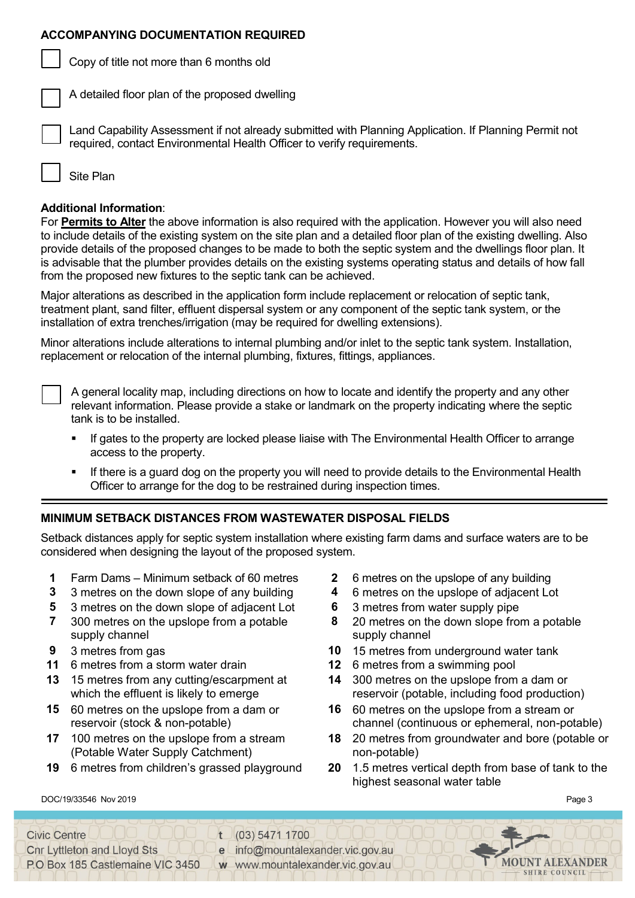## ACCOMPANYING DOCUMENTATION REQUIRED

- [ ] Copy of title not more than 6 months old
- [ ] A detailed floor plan of the proposed dwelling
- [ ] Land Capability Assessment if not already submitted with Planning Application. If Planning Permit not required, contact Environmental Health Officer to verify requirements.
- [ ] Site Plan

**Additional Information**:

For **Permits to Alter** the above information is also required with the application. However you will also need to include details of the existing system on the site plan and a detailed floor plan of the existing dwelling. Also provide details of the proposed changes to be made to both the septic system and the dwellings floor plan. It is advisable that the plumber provides details on the existing systems operating status and details of how fall from the proposed new fixtures to the septic tank can be achieved.

Major alterations as described in the application form include replacement or relocation of septic tank, treatment plant, sand filter, effluent dispersal system or any component of the septic tank system, or the installation of extra trenches/irrigation (may be required for dwelling extensions).

Minor alterations include alterations to internal plumbing and/or inlet to the septic tank system. Installation, replacement or relocation of the internal plumbing, fixtures, fittings, appliances.

- [ ] A general locality map, including directions on how to locate and identify the property and any other relevant information. Please provide a stake or landmark on the property indicating where the septic tank is to be installed.
  - If gates to the property are locked please liaise with The Environmental Health Officer to arrange access to the property.
  - If there is a guard dog on the property you will need to provide details to the Environmental Health Officer to arrange for the dog to be restrained during inspection times.

---

## MINIMUM SETBACK DISTANCES FROM WASTEWATER DISPOSAL FIELDS

Setback distances apply for septic system installation where existing farm dams and surface waters are to be considered when designing the layout of the proposed system.

1. Farm Dams – Minimum setback of 60 metres
2. 6 metres on the upslope of any building
3. 3 metres on the down slope of any building
4. 6 metres on the upslope of adjacent Lot
5. 3 metres on the down slope of adjacent Lot
6. 3 metres from water supply pipe
7. 300 metres on the upslope from a potable supply channel
8. 20 metres on the down slope from a potable supply channel
9. 3 metres from gas
10. 15 metres from underground water tank
11. 6 metres from a storm water drain
12. 6 metres from a swimming pool
13. 15 metres from any cutting/escarpment at which the effluent is likely to emerge
14. 300 metres on the upslope from a dam or reservoir (potable, including food production)
15. 60 metres on the upslope from a dam or reservoir (stock & non-potable)
16. 60 metres on the upslope from a stream or channel (continuous or ephemeral, non-potable)
17. 100 metres on the upslope from a stream (Potable Water Supply Catchment)
18. 20 metres from groundwater and bore (potable or non-potable)
19. 6 metres from children's grassed playground
20. 1.5 metres vertical depth from base of tank to the highest seasonal water table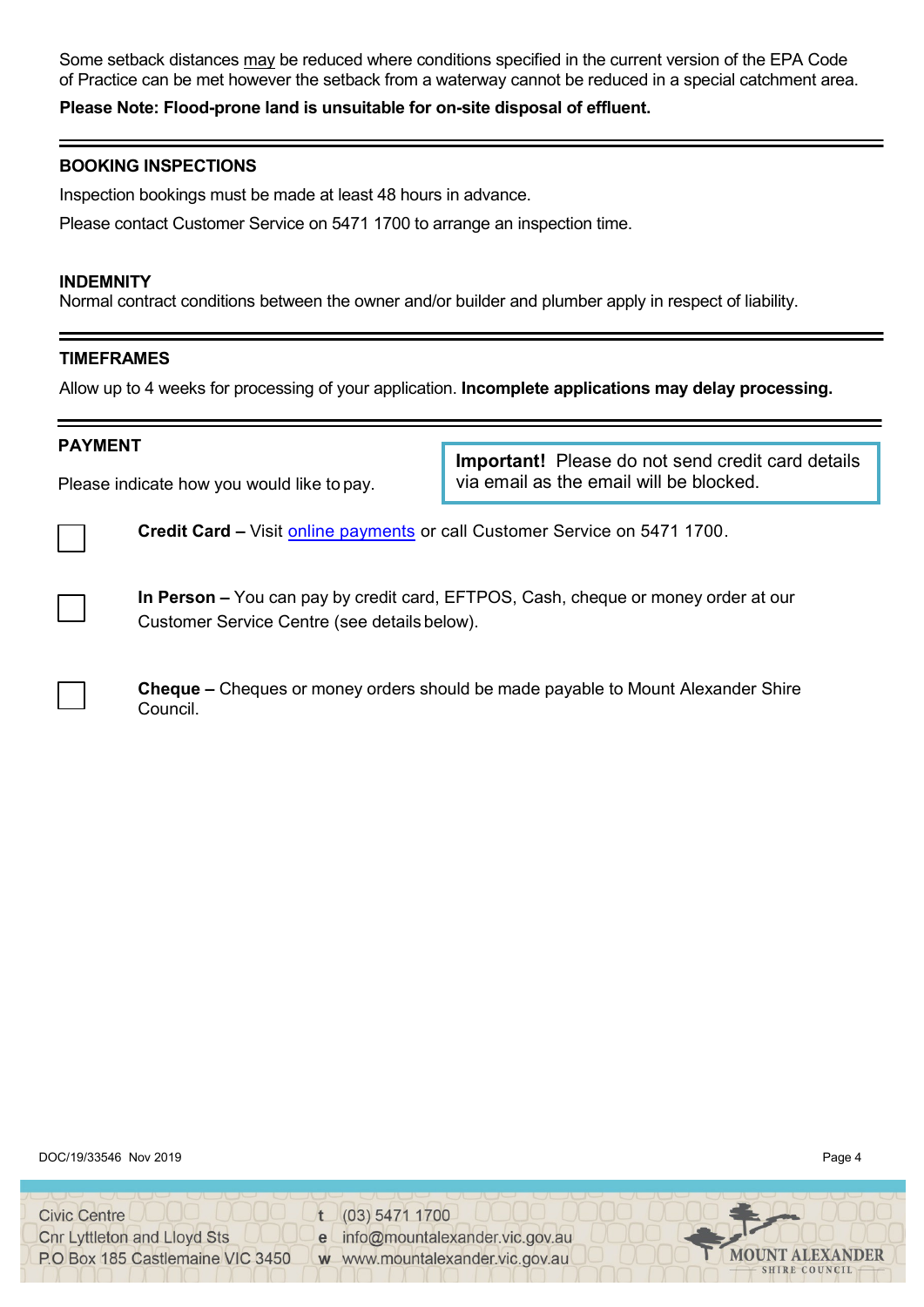Some setback distances may be reduced where conditions specified in the current version of the EPA Code of Practice can be met however the setback from a waterway cannot be reduced in a special catchment area.

**Please Note: Flood-prone land is unsuitable for on-site disposal of effluent.**

## BOOKING INSPECTIONS

Inspection bookings must be made at least 48 hours in advance.

Please contact Customer Service on 5471 1700 to arrange an inspection time.

## INDEMNITY

Normal contract conditions between the owner and/or builder and plumber apply in respect of liability.

## TIMEFRAMES

Allow up to 4 weeks for processing of your application. **Incomplete applications may delay processing.**

## PAYMENT

Please indicate how you would like to pay.

**Important!** Please do not send credit card details via email as the email will be blocked.

- ☐ **Credit Card –** Visit online payments or call Customer Service on 5471 1700.
- ☐ **In Person –** You can pay by credit card, EFTPOS, Cash, cheque or money order at our Customer Service Centre (see details below).
- ☐ **Cheque –** Cheques or money orders should be made payable to Mount Alexander Shire Council.

DOC/19/33546 Nov 2019

Civic Centre
Cnr Lyttleton and Lloyd Sts
P.O Box 185 Castlemaine VIC 3450

t (03) 5471 1700
e info@mountalexander.vic.gov.au
w www.mountalexander.vic.gov.au

MOUNT ALEXANDER SHIRE COUNCIL